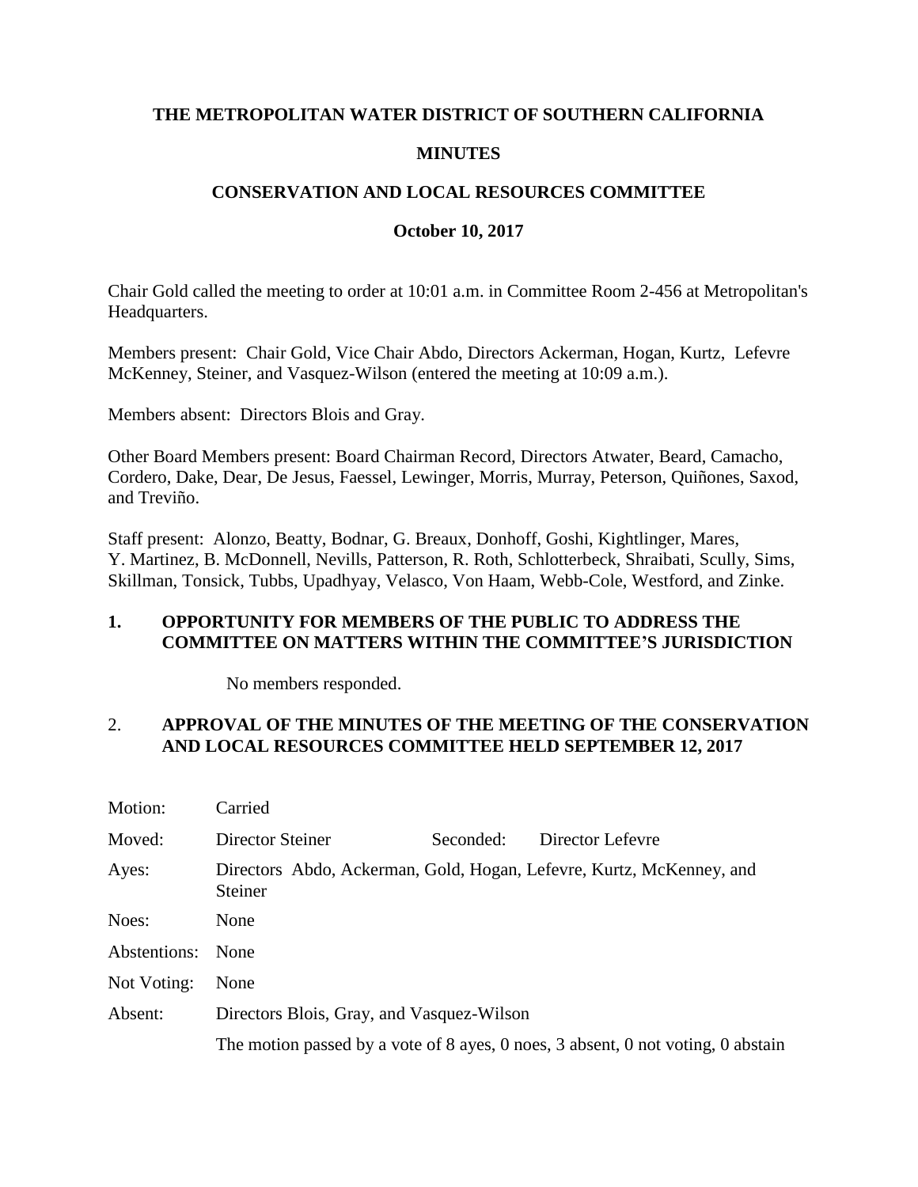**THE METROPOLITAN WATER DISTRICT OF SOUTHERN CALIFORNIA**

**MINUTES**

**CONSERVATION AND LOCAL RESOURCES COMMITTEE**

**October 10, 2017**

Chair Gold called the meeting to order at 10:01 a.m. in Committee Room 2-456 at Metropolitan's Headquarters.

Members present: Chair Gold, Vice Chair Abdo, Directors Ackerman, Hogan, Kurtz, Lefevre McKenney, Steiner, and Vasquez-Wilson (entered the meeting at 10:09 a.m.).

Members absent: Directors Blois and Gray.

Other Board Members present: Board Chairman Record, Directors Atwater, Beard, Camacho, Cordero, Dake, Dear, De Jesus, Faessel, Lewinger, Morris, Murray, Peterson, Quiñones, Saxod, and Treviño.

Staff present: Alonzo, Beatty, Bodnar, G. Breaux, Donhoff, Goshi, Kightlinger, Mares, Y. Martinez, B. McDonnell, Nevills, Patterson, R. Roth, Schlotterbeck, Shraibati, Scully, Sims, Skillman, Tonsick, Tubbs, Upadhyay, Velasco, Von Haam, Webb-Cole, Westford, and Zinke.

## 1. OPPORTUNITY FOR MEMBERS OF THE PUBLIC TO ADDRESS THE COMMITTEE ON MATTERS WITHIN THE COMMITTEE'S JURISDICTION

No members responded.

## 2. APPROVAL OF THE MINUTES OF THE MEETING OF THE CONSERVATION AND LOCAL RESOURCES COMMITTEE HELD SEPTEMBER 12, 2017

| | | | |
|---|---|---|---|
| Motion: | Carried | | |
| Moved: | Director Steiner | Seconded: | Director Lefevre |
| Ayes: | Directors Abdo, Ackerman, Gold, Hogan, Lefevre, Kurtz, McKenney, and Steiner | | |
| Noes: | None | | |
| Abstentions: | None | | |
| Not Voting: | None | | |
| Absent: | Directors Blois, Gray, and Vasquez-Wilson | | |
| | The motion passed by a vote of 8 ayes, 0 noes, 3 absent, 0 not voting, 0 abstain | | |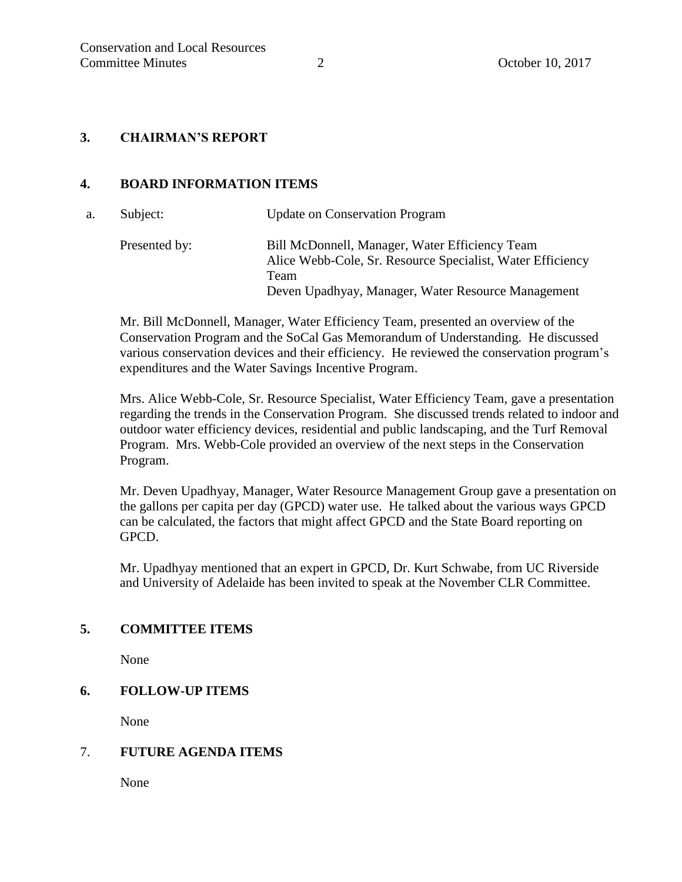## 3. CHAIRMAN'S REPORT

## 4. BOARD INFORMATION ITEMS

a. Subject: Update on Conservation Program

Presented by: Bill McDonnell, Manager, Water Efficiency Team
Alice Webb-Cole, Sr. Resource Specialist, Water Efficiency Team
Deven Upadhyay, Manager, Water Resource Management

Mr. Bill McDonnell, Manager, Water Efficiency Team, presented an overview of the Conservation Program and the SoCal Gas Memorandum of Understanding. He discussed various conservation devices and their efficiency. He reviewed the conservation program's expenditures and the Water Savings Incentive Program.

Mrs. Alice Webb-Cole, Sr. Resource Specialist, Water Efficiency Team, gave a presentation regarding the trends in the Conservation Program. She discussed trends related to indoor and outdoor water efficiency devices, residential and public landscaping, and the Turf Removal Program. Mrs. Webb-Cole provided an overview of the next steps in the Conservation Program.

Mr. Deven Upadhyay, Manager, Water Resource Management Group gave a presentation on the gallons per capita per day (GPCD) water use. He talked about the various ways GPCD can be calculated, the factors that might affect GPCD and the State Board reporting on GPCD.

Mr. Upadhyay mentioned that an expert in GPCD, Dr. Kurt Schwabe, from UC Riverside and University of Adelaide has been invited to speak at the November CLR Committee.

## 5. COMMITTEE ITEMS

None

## 6. FOLLOW-UP ITEMS

None

## 7. FUTURE AGENDA ITEMS

None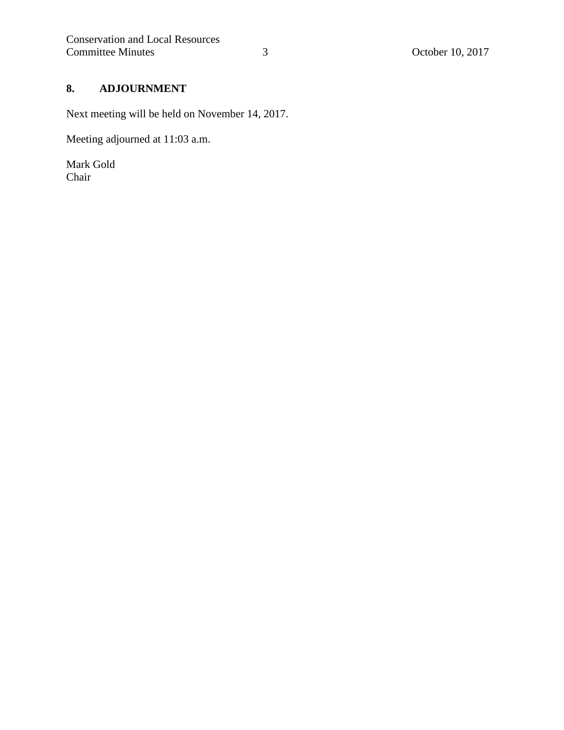## 8. ADJOURNMENT

Next meeting will be held on November 14, 2017.

Meeting adjourned at 11:03 a.m.

Mark Gold
Chair